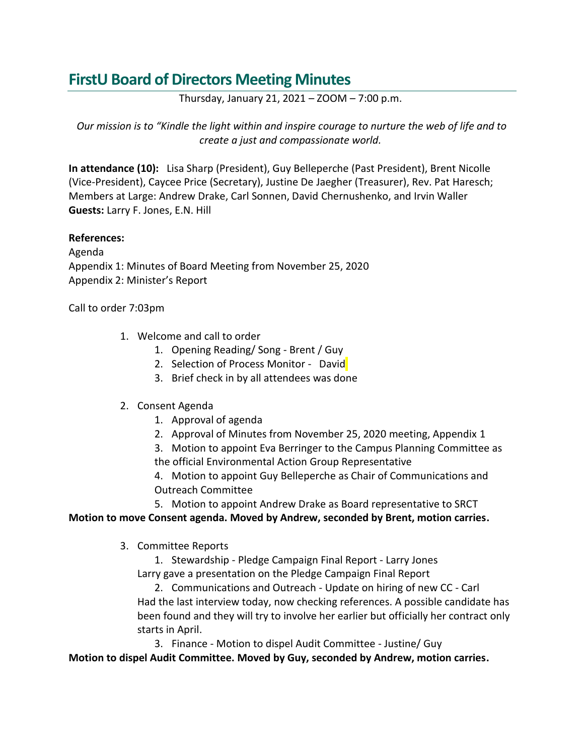# FirstU Board of Directors Meeting Minutes

Thursday, January 21, 2021 – ZOOM – 7:00 p.m.

*Our mission is to "Kindle the light within and inspire courage to nurture the web of life and to create a just and compassionate world.*

**In attendance (10):** Lisa Sharp (President), Guy Belleperche (Past President), Brent Nicolle (Vice-President), Caycee Price (Secretary), Justine De Jaegher (Treasurer), Rev. Pat Haresch; Members at Large: Andrew Drake, Carl Sonnen, David Chernushenko, and Irvin Waller
**Guests:** Larry F. Jones, E.N. Hill

**References:**
Agenda
Appendix 1: Minutes of Board Meeting from November 25, 2020
Appendix 2: Minister's Report

Call to order 7:03pm

1. Welcome and call to order
    1. Opening Reading/ Song - Brent / Guy
    2. Selection of Process Monitor - David
    3. Brief check in by all attendees was done

2. Consent Agenda
    1. Approval of agenda
    2. Approval of Minutes from November 25, 2020 meeting, Appendix 1
    3. Motion to appoint Eva Berringer to the Campus Planning Committee as the official Environmental Action Group Representative
    4. Motion to appoint Guy Belleperche as Chair of Communications and Outreach Committee
    5. Motion to appoint Andrew Drake as Board representative to SRCT

**Motion to move Consent agenda. Moved by Andrew, seconded by Brent, motion carries.**

3. Committee Reports
    1. Stewardship - Pledge Campaign Final Report - Larry Jones
    
    Larry gave a presentation on the Pledge Campaign Final Report
    2. Communications and Outreach - Update on hiring of new CC - Carl
    
    Had the last interview today, now checking references. A possible candidate has been found and they will try to involve her earlier but officially her contract only starts in April.
    3. Finance - Motion to dispel Audit Committee - Justine/ Guy

**Motion to dispel Audit Committee. Moved by Guy, seconded by Andrew, motion carries.**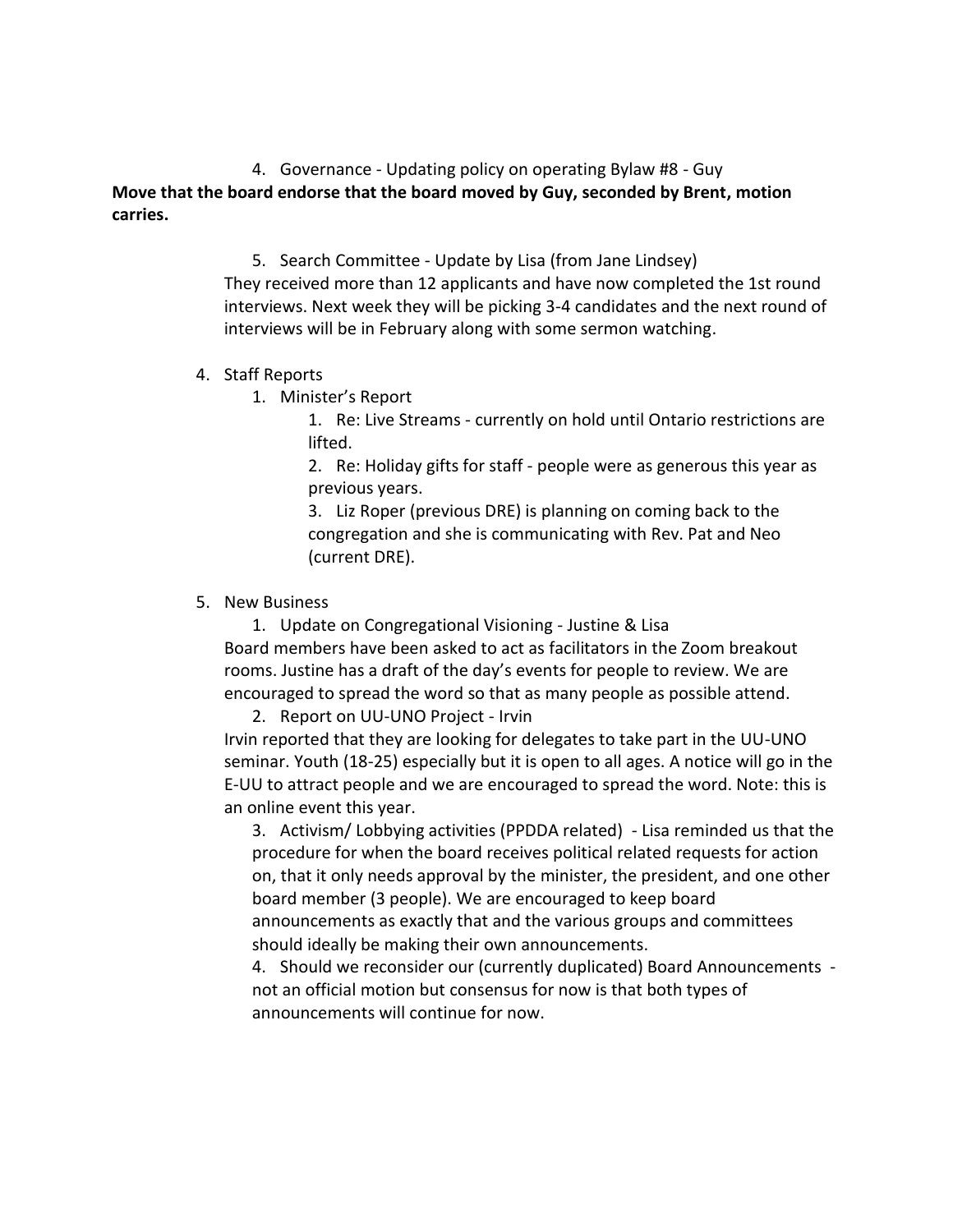4. Governance - Updating policy on operating Bylaw #8 - Guy

**Move that the board endorse that the board moved by Guy, seconded by Brent, motion carries.**

5. Search Committee - Update by Lisa (from Jane Lindsey)

They received more than 12 applicants and have now completed the 1st round interviews. Next week they will be picking 3-4 candidates and the next round of interviews will be in February along with some sermon watching.

4. Staff Reports
   1. Minister's Report
      1. Re: Live Streams - currently on hold until Ontario restrictions are lifted.
      2. Re: Holiday gifts for staff - people were as generous this year as previous years.
      3. Liz Roper (previous DRE) is planning on coming back to the congregation and she is communicating with Rev. Pat and Neo (current DRE).

5. New Business
   1. Update on Congregational Visioning - Justine & Lisa

   Board members have been asked to act as facilitators in the Zoom breakout rooms. Justine has a draft of the day's events for people to review. We are encouraged to spread the word so that as many people as possible attend.

   2. Report on UU-UNO Project - Irvin

   Irvin reported that they are looking for delegates to take part in the UU-UNO seminar. Youth (18-25) especially but it is open to all ages. A notice will go in the E-UU to attract people and we are encouraged to spread the word. Note: this is an online event this year.

   3. Activism/ Lobbying activities (PPDDA related) - Lisa reminded us that the procedure for when the board receives political related requests for action on, that it only needs approval by the minister, the president, and one other board member (3 people). We are encouraged to keep board announcements as exactly that and the various groups and committees should ideally be making their own announcements.
   4. Should we reconsider our (currently duplicated) Board Announcements - not an official motion but consensus for now is that both types of announcements will continue for now.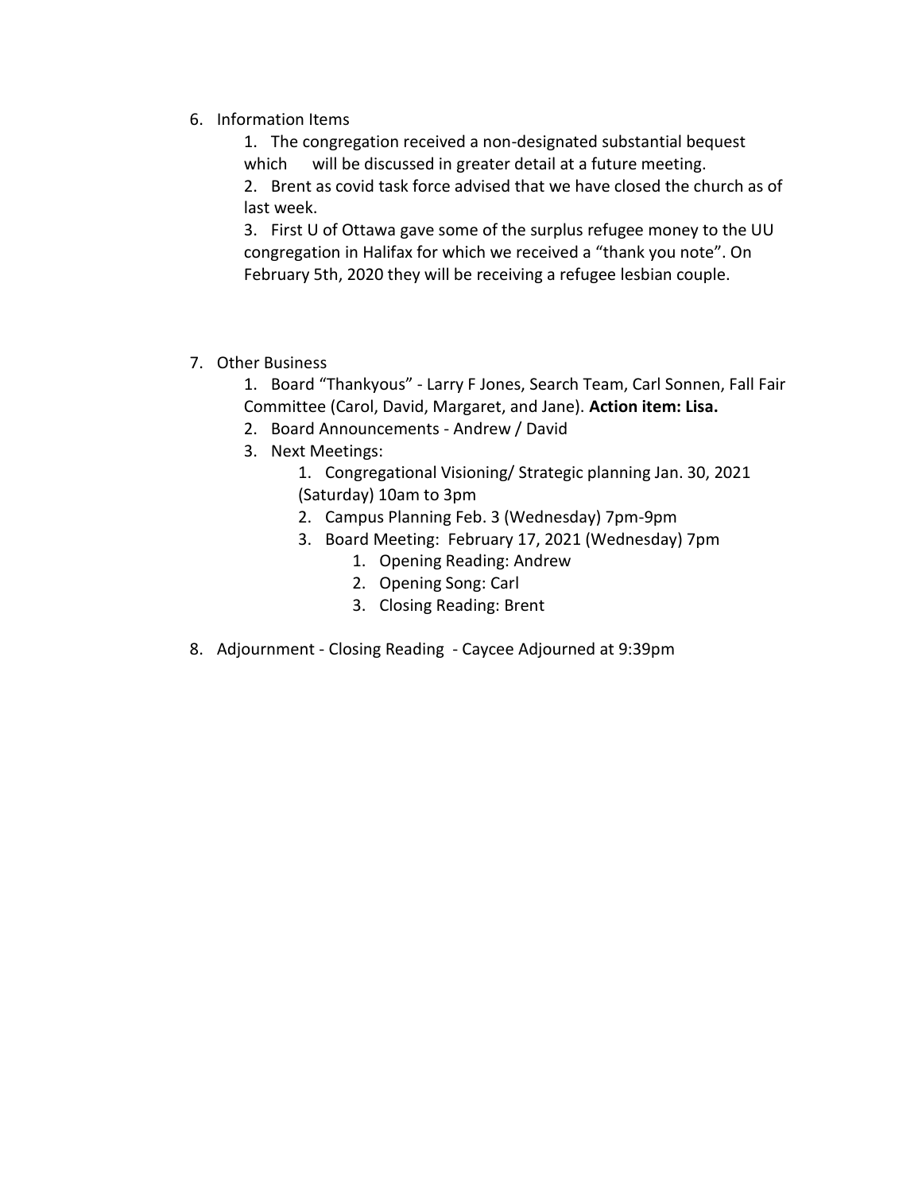6. Information Items
    1. The congregation received a non-designated substantial bequest which will be discussed in greater detail at a future meeting.
    2. Brent as covid task force advised that we have closed the church as of last week.
    3. First U of Ottawa gave some of the surplus refugee money to the UU congregation in Halifax for which we received a "thank you note". On February 5th, 2020 they will be receiving a refugee lesbian couple.

7. Other Business
    1. Board "Thankyous" - Larry F Jones, Search Team, Carl Sonnen, Fall Fair Committee (Carol, David, Margaret, and Jane). **Action item: Lisa.**
    2. Board Announcements - Andrew / David
    3. Next Meetings:
        1. Congregational Visioning/ Strategic planning Jan. 30, 2021 (Saturday) 10am to 3pm
        2. Campus Planning Feb. 3 (Wednesday) 7pm-9pm
        3. Board Meeting: February 17, 2021 (Wednesday) 7pm
            1. Opening Reading: Andrew
            2. Opening Song: Carl
            3. Closing Reading: Brent

8. Adjournment - Closing Reading - Caycee Adjourned at 9:39pm